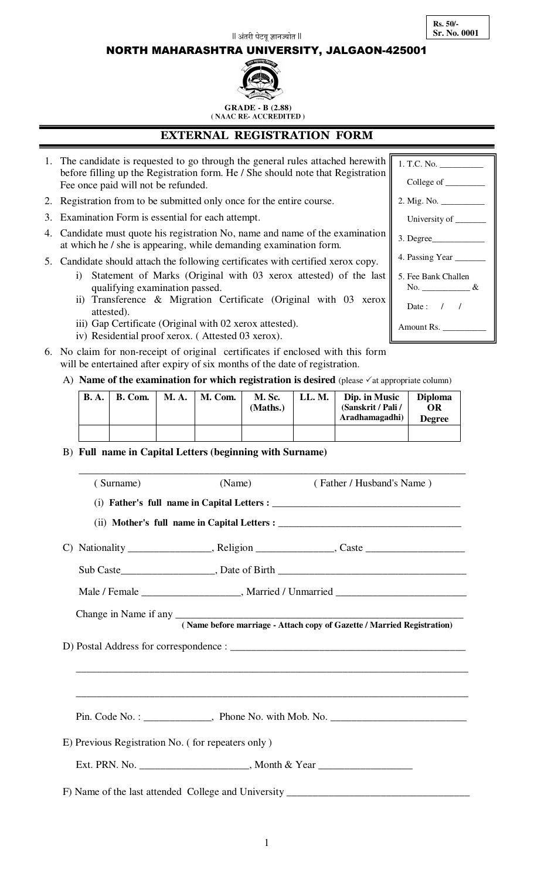**Rs. 50/-**
**Sr. No. 0001**

|| अंतरी पेटवू ज्ञानज्योत ||

# NORTH MAHARASHTRA UNIVERSITY, JALGAON-425001

**GRADE - B (2.88)**
**( NAAC RE- ACCREDITED )**

## EXTERNAL REGISTRATION FORM

1. T.C. No. __________
   College of _________
2. Mig. No. __________
   University of _______
3. Degree____________
4. Passing Year _______
5. Fee Bank Challen No. ___________ &
   Date : / /
   Amount Rs. __________

1. The candidate is requested to go through the general rules attached herewith before filling up the Registration form. He / She should note that Registration Fee once paid will not be refunded.
2. Registration from to be submitted only once for the entire course.
3. Examination Form is essential for each attempt.
4. Candidate must quote his registration No, name and name of the examination at which he / she is appearing, while demanding examination form.
5. Candidate should attach the following certificates with certified xerox copy.
   i) Statement of Marks (Original with 03 xerox attested) of the last qualifying examination passed.
   ii) Transference & Migration Certificate (Original with 03 xerox attested).
   iii) Gap Certificate (Original with 02 xerox attested).
   iv) Residential proof xerox. ( Attested 03 xerox).
6. No claim for non-receipt of original certificates if enclosed with this form will be entertained after expiry of six months of the date of registration.

A) **Name of the examination for which registration is desired** (please ✓at appropriate column)

| B. A. | B. Com. | M. A. | M. Com. | M. Sc. (Maths.) | LL. M. | Dip. in Music (Sanskrit / Pali / Aradhamagadhi) | Diploma OR Degree |
|---|---|---|---|---|---|---|---|
| | | | | | | | |

B) **Full name in Capital Letters (beginning with Surname)**

_______________________________________________________________

( Surname) ( Name) ( Father / Husband's Name )

(i) **Father's full name in Capital Letters :** ____________________________________

(ii) **Mother's full name in Capital Letters :** ____________________________________

C) Nationality ________________, Religion _______________, Caste ___________________

Sub Caste__________________, Date of Birth ____________________________________

Male / Female ___________________, Married / Unmarried _________________________

Change in Name if any ______________________________________________________
**( Name before marriage - Attach copy of Gazette / Married Registration)**

D) Postal Address for correspondence : _______________________________________________

_______________________________________________________________

_______________________________________________________________

Pin. Code No. : _____________, Phone No. with Mob. No. __________________________

E) Previous Registration No. ( for repeaters only )

Ext. PRN. No. _____________________, Month & Year _________________

F) Name of the last attended College and University ___________________________________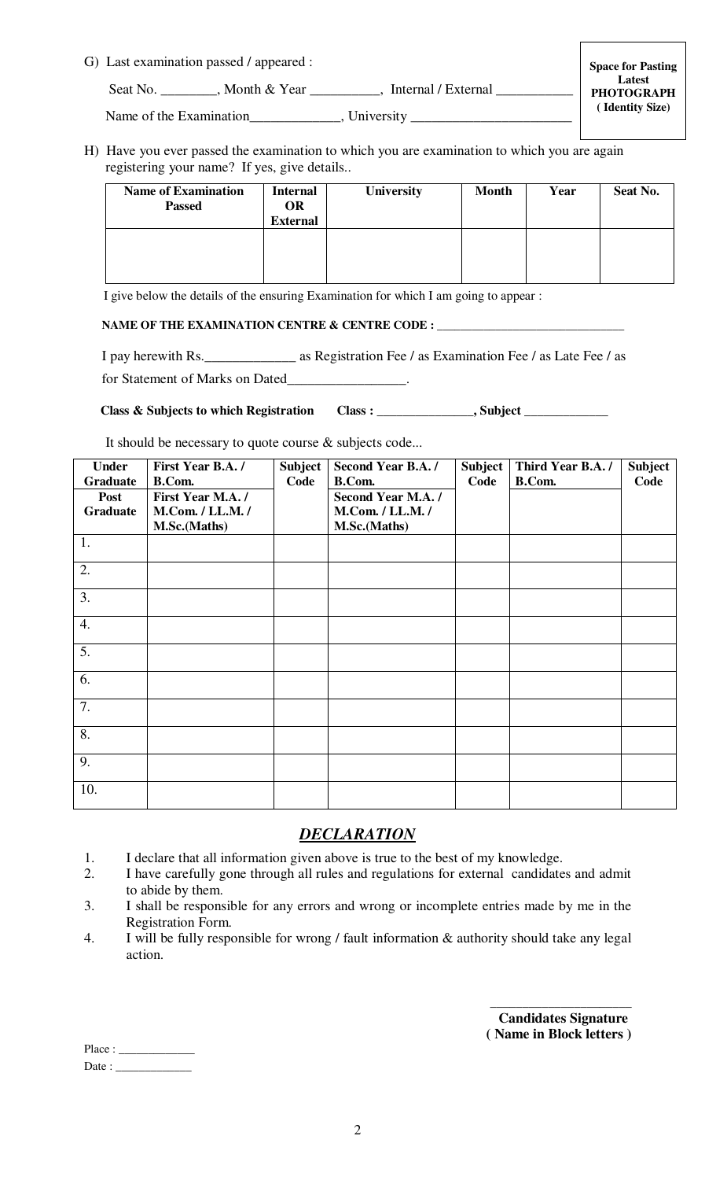G) Last examination passed / appeared :

Seat No. ________, Month & Year __________, Internal / External ___________

Name of the Examination_____________, University _______________________

**Space for Pasting Latest PHOTOGRAPH ( Identity Size)**

H) Have you ever passed the examination to which you are examination to which you are again registering your name? If yes, give details..

| Name of Examination Passed | Internal OR External | University | Month | Year | Seat No. |
|---|---|---|---|---|---|
| | | | | | |

I give below the details of the ensuring Examination for which I am going to appear :

**NAME OF THE EXAMINATION CENTRE & CENTRE CODE :** ______________________________

I pay herewith Rs._____________ as Registration Fee / as Examination Fee / as Late Fee / as for Statement of Marks on Dated_________________.

**Class & Subjects to which Registration Class :** ______________**, Subject** ____________

It should be necessary to quote course & subjects code...

| **Under Graduate** | **First Year B.A. / B.Com.** | **Subject Code** | **Second Year B.A. / B.Com.** | **Subject Code** | **Third Year B.A. / B.Com.** | **Subject Code** |
|---|---|---|---|---|---|---|
| **Post Graduate** | **First Year M.A. / M.Com. / LL.M. / M.Sc.(Maths)** | | **Second Year M.A. / M.Com. / LL.M. / M.Sc.(Maths)** | | | |
| 1. | | | | | | |
| 2. | | | | | | |
| 3. | | | | | | |
| 4. | | | | | | |
| 5. | | | | | | |
| 6. | | | | | | |
| 7. | | | | | | |
| 8. | | | | | | |
| 9. | | | | | | |
| 10. | | | | | | |

## ***DECLARATION***

1. I declare that all information given above is true to the best of my knowledge.
2. I have carefully gone through all rules and regulations for external candidates and admit to abide by them.
3. I shall be responsible for any errors and wrong or incomplete entries made by me in the Registration Form.
4. I will be fully responsible for wrong / fault information & authority should take any legal action.

_____________________

**Candidates Signature**
**( Name in Block letters )**

Place : ____________

Date : ____________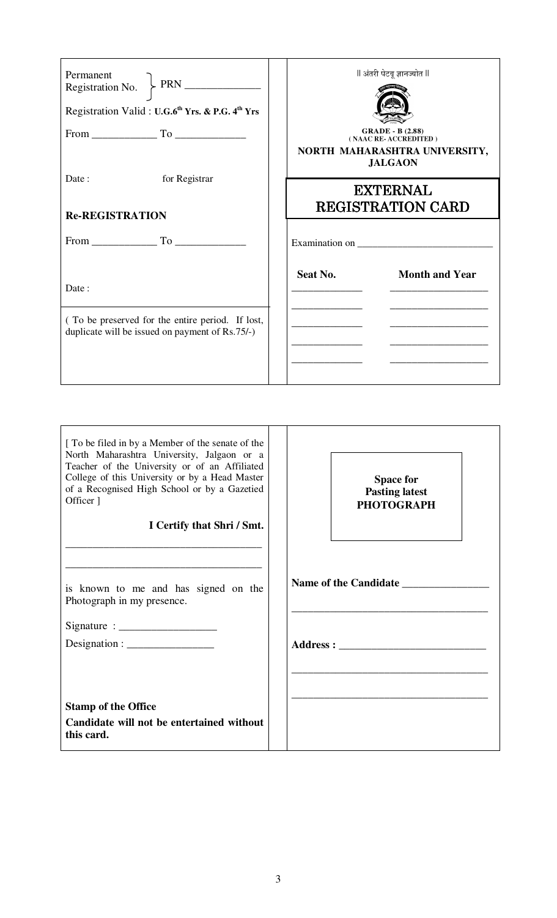Permanent Registration No. } PRN ______________

Registration Valid : **U.G.6th Yrs. & P.G. 4th Yrs**

From ____________ To _____________

Date : for Registrar

**Re-REGISTRATION**

From ____________ To _____________

Date :

( To be preserved for the entire period. If lost, duplicate will be issued on payment of Rs.75/-)

|| अंतरी पेटवू ज्ञानज्योत ||

**GRADE - B (2.88)**
**( NAAC RE- ACCREDITED )**

**NORTH MAHARASHTRA UNIVERSITY, JALGAON**

## EXTERNAL REGISTRATION CARD

Examination on ___________________________

| Seat No. | Month and Year |
|---|---|
| _____________ | __________________ |
| _____________ | __________________ |
| _____________ | __________________ |
| _____________ | __________________ |
| _____________ | __________________ |

---

[ To be filed in by a Member of the senate of the North Maharashtra University, Jalgaon or a Teacher of the University or of an Affiliated College of this University or by a Head Master of a Recognised High School or by a Gazetied Officer ]

**I Certify that Shri / Smt.**

_____________________________________

_____________________________________

is known to me and has signed on the Photograph in my presence.

Signature : __________________

Designation : ________________

**Stamp of the Office**

**Candidate will not be entertained without this card.**

**Space for Pasting latest PHOTOGRAPH**

**Name of the Candidate** ________________

____________________________________

**Address :** ___________________________

____________________________________

____________________________________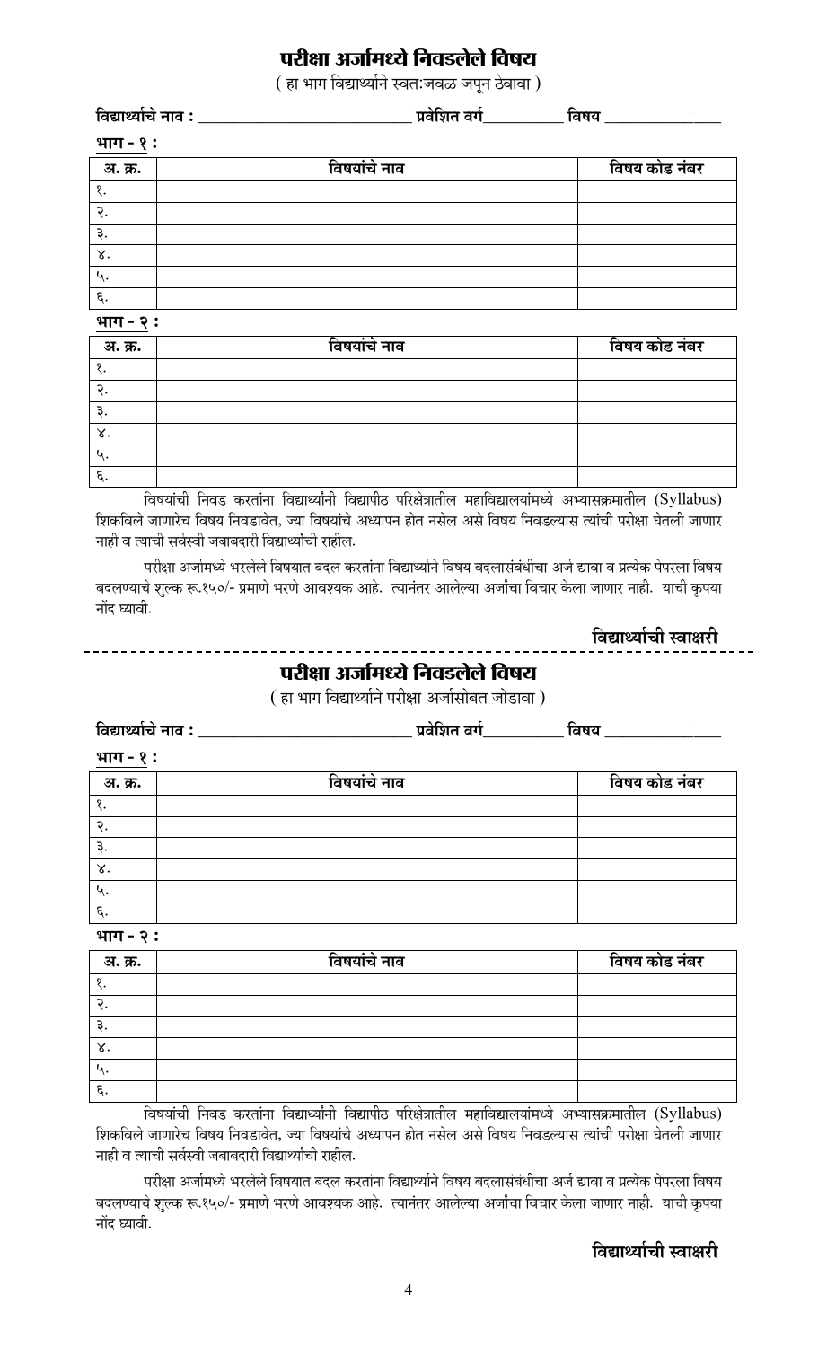## परीक्षा अर्जामध्ये निवडलेले विषय

( हा भाग विद्यार्थ्याने स्वतःजवळ जपून ठेवावा )

**विद्यार्थ्याचे नाव :** ____________________________ **प्रवेशित वर्ग**__________ **विषय** ______________

**भाग - १ :**

| अ. क्र. | विषयांचे नाव | विषय कोड नंबर |
|---|---|---|
| १. | | |
| २. | | |
| ३. | | |
| ४. | | |
| ५. | | |
| ६. | | |

**भाग - २ :**

| अ. क्र. | विषयांचे नाव | विषय कोड नंबर |
|---|---|---|
| १. | | |
| २. | | |
| ३. | | |
| ४. | | |
| ५. | | |
| ६. | | |

विषयांची निवड करतांना विद्यार्थ्यांनी विद्यापीठ परिक्षेत्रातील महाविद्यालयांमध्ये अभ्यासक्रमातील (Syllabus) शिकविले जाणारेच विषय निवडावेत, ज्या विषयांचे अध्यापन होत नसेल असे विषय निवडल्यास त्यांची परीक्षा घेतली जाणार नाही व त्याची सर्वस्वी जबाबदारी विद्यार्थ्यांची राहील.

परीक्षा अर्जामध्ये भरलेले विषयात बदल करतांना विद्यार्थ्याने विषय बदलासंबंधीचा अर्ज द्यावा व प्रत्येक पेपरला विषय बदलण्याचे शुल्क रू.१५०/- प्रमाणे भरणे आवश्यक आहे. त्यानंतर आलेल्या अर्जांचा विचार केला जाणार नाही. याची कृपया नोंद घ्यावी.

**विद्यार्थ्याची स्वाक्षरी**

---

## परीक्षा अर्जामध्ये निवडलेले विषय

( हा भाग विद्यार्थ्याने परीक्षा अर्जासोबत जोडावा )

**विद्यार्थ्याचे नाव :** ____________________________ **प्रवेशित वर्ग**__________ **विषय** ______________

**भाग - १ :**

| अ. क्र. | विषयांचे नाव | विषय कोड नंबर |
|---|---|---|
| १. | | |
| २. | | |
| ३. | | |
| ४. | | |
| ५. | | |
| ६. | | |

**भाग - २ :**

| अ. क्र. | विषयांचे नाव | विषय कोड नंबर |
|---|---|---|
| १. | | |
| २. | | |
| ३. | | |
| ४. | | |
| ५. | | |
| ६. | | |

विषयांची निवड करतांना विद्यार्थ्यांनी विद्यापीठ परिक्षेत्रातील महाविद्यालयांमध्ये अभ्यासक्रमातील (Syllabus) शिकविले जाणारेच विषय निवडावेत, ज्या विषयांचे अध्यापन होत नसेल असे विषय निवडल्यास त्यांची परीक्षा घेतली जाणार नाही व त्याची सर्वस्वी जबाबदारी विद्यार्थ्यांची राहील.

परीक्षा अर्जामध्ये भरलेले विषयात बदल करतांना विद्यार्थ्याने विषय बदलासंबंधीचा अर्ज द्यावा व प्रत्येक पेपरला विषय बदलण्याचे शुल्क रू.१५०/- प्रमाणे भरणे आवश्यक आहे. त्यानंतर आलेल्या अर्जांचा विचार केला जाणार नाही. याची कृपया नोंद घ्यावी.

**विद्यार्थ्याची स्वाक्षरी**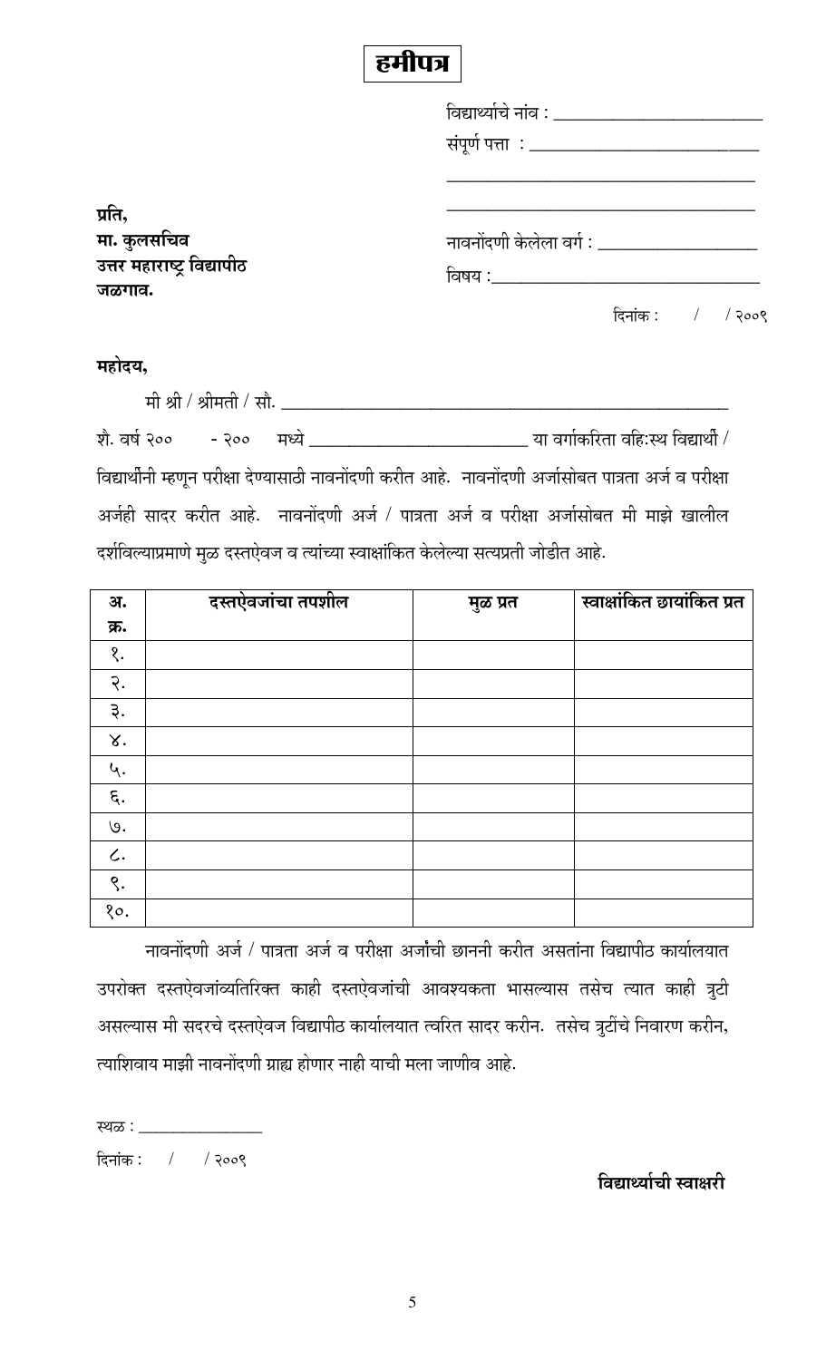# हमीपत्र

विद्यार्थ्याचे नांव : ________________________

संपूर्ण पत्ता : ___________________________

___________________________________

___________________________________

नावनोंदणी केलेला वर्ग : __________________

विषय :______________________________

दिनांक : / / २००९

**प्रति,**
**मा. कुलसचिव**
**उत्तर महाराष्ट्र विद्यापीठ**
**जळगाव.**

**महोदय,**

मी श्री / श्रीमती / सौ. ___________________________________________________

शै. वर्ष २०० - २०० मध्ये ________________________ या वर्गाकरिता वहिःस्थ विद्यार्थी / विद्यार्थीनी म्हणून परीक्षा देण्यासाठी नावनोंदणी करीत आहे. नावनोंदणी अर्जासोबत पात्रता अर्ज व परीक्षा अर्जही सादर करीत आहे. नावनोंदणी अर्ज / पात्रता अर्ज व परीक्षा अर्जासोबत मी माझे खालील दर्शविल्याप्रमाणे मुळ दस्तऐवज व त्यांच्या स्वाक्षांकित केलेल्या सत्यप्रती जोडीत आहे.

| अ. क्र. | दस्तऐवजांचा तपशील | मुळ प्रत | स्वाक्षांकित छायांकित प्रत |
|---|---|---|---|
| १. | | | |
| २. | | | |
| ३. | | | |
| ४. | | | |
| ५. | | | |
| ६. | | | |
| ७. | | | |
| ८. | | | |
| ९. | | | |
| १०. | | | |

नावनोंदणी अर्ज / पात्रता अर्ज व परीक्षा अर्जांची छाननी करीत असतांना विद्यापीठ कार्यालयात उपरोक्त दस्तऐवजांव्यतिरिक्त काही दस्तऐवजांची आवश्यकता भासल्यास तसेच त्यात काही त्रुटी असल्यास मी सदरचे दस्तऐवज विद्यापीठ कार्यालयात त्वरित सादर करीन. तसेच त्रुटींचे निवारण करीन, त्याशिवाय माझी नावनोंदणी ग्राह्य होणार नाही याची मला जाणीव आहे.

स्थळ : _______________

दिनांक : / / २००९

**विद्यार्थ्याची स्वाक्षरी**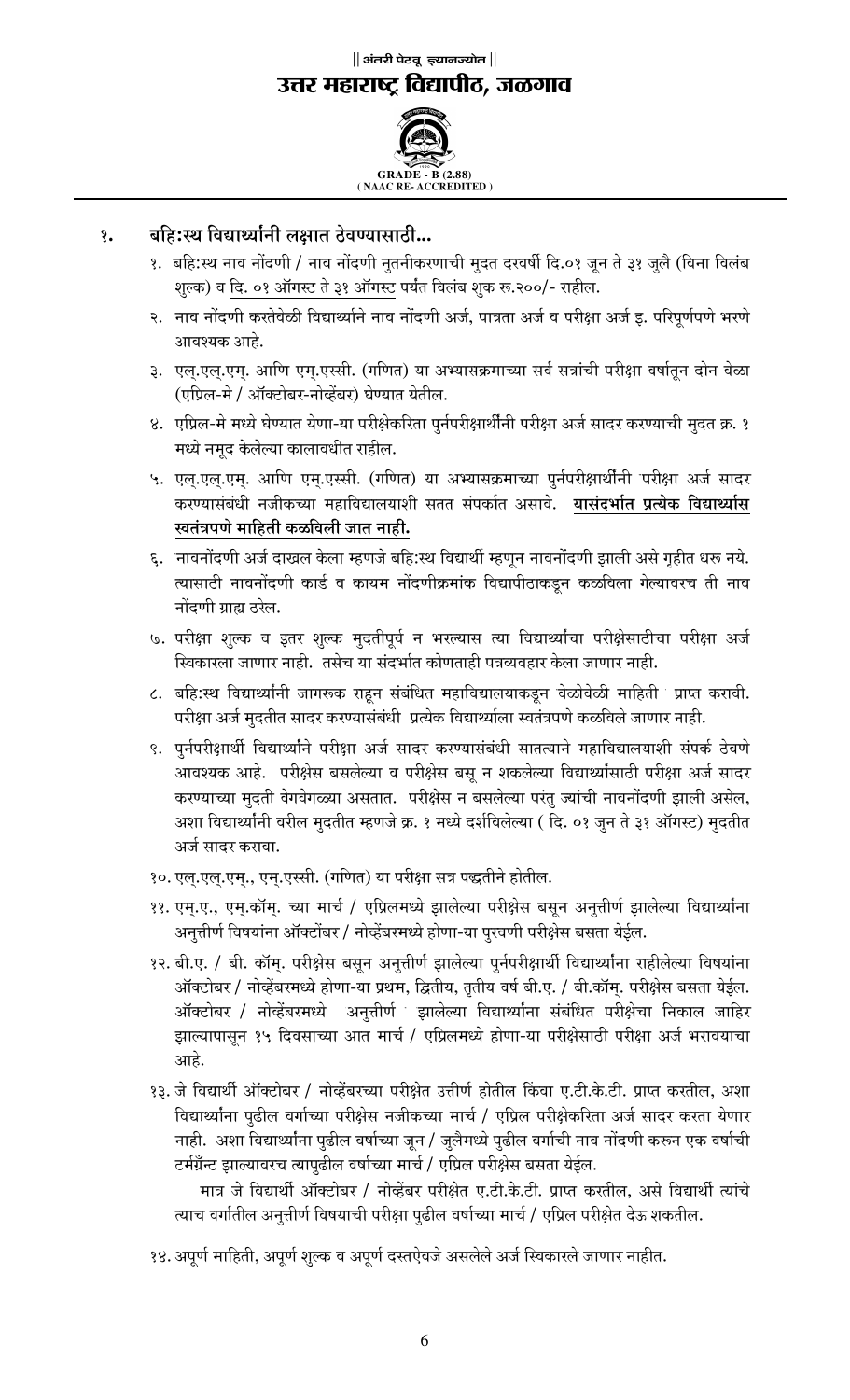|| अंतरी पेटवू ज्ञानज्योत ||

# उत्तर महाराष्ट्र विद्यापीठ, जळगाव

GRADE - B (2.88)
(NAAC RE- ACCREDITED)

## १. बहि:स्थ विद्यार्थ्यांनी लक्षात ठेवण्यासाठी...

१. बहि:स्थ नाव नोंदणी / नाव नोंदणी नुतनीकरणाची मुदत दरवर्षी दि.०१ जून ते ३१ जुलै (विना विलंब शुल्क) व दि. ०१ ऑगस्ट ते ३१ ऑगस्ट पर्यंत विलंब शुक रु.२००/- राहील.

२. नाव नोंदणी करतेवेळी विद्यार्थ्याने नाव नोंदणी अर्ज, पात्रता अर्ज व परीक्षा अर्ज इ. परिपूर्णपणे भरणे आवश्यक आहे.

३. एल्.एल्.एम्. आणि एम्.एस्सी. (गणित) या अभ्यासक्रमाच्या सर्व सत्रांची परीक्षा वर्षातून दोन वेळा (एप्रिल-मे / ऑक्टोबर-नोव्हेंबर) घेण्यात येतील.

४. एप्रिल-मे मध्ये घेण्यात येणा-या परीक्षेकरिता पुर्नपरीक्षार्थींनी परीक्षा अर्ज सादर करण्याची मुदत क्र. १ मध्ये नमूद केलेल्या कालावधीत राहील.

५. एल्.एल्.एम्. आणि एम्.एस्सी. (गणित) या अभ्यासक्रमाच्या पुर्नपरीक्षार्थींनी परीक्षा अर्ज सादर करण्यासंबंधी नजीकच्या महाविद्यालयाशी सतत संपर्कात असावे. **यासंदर्भात प्रत्येक विद्यार्थ्यास स्वतंत्रपणे माहिती कळविली जात नाही.**

६. नावनोंदणी अर्ज दाखल केला म्हणजे बहि:स्थ विद्यार्थी म्हणून नावनोंदणी झाली असे गृहीत धरु नये. त्यासाठी नावनोंदणी कार्ड व कायम नोंदणीक्रमांक विद्यापीठाकडून कळविला गेल्यावरच ती नाव नोंदणी ग्राह्य ठरेल.

७. परीक्षा शुल्क व इतर शुल्क मुदतीपूर्व न भरल्यास त्या विद्यार्थ्यांचा परीक्षेसाठीचा परीक्षा अर्ज स्विकारला जाणार नाही. तसेच या संदर्भात कोणताही पत्रव्यवहार केला जाणार नाही.

८. बहि:स्थ विद्यार्थ्यांनी जागरुक राहून संबंधित महाविद्यालयाकडून वेळोवेळी माहिती प्राप्त करावी. परीक्षा अर्ज मुदतीत सादर करण्यासंबंधी प्रत्येक विद्यार्थ्याला स्वतंत्रपणे कळविले जाणार नाही.

९. पुर्नपरीक्षार्थी विद्यार्थ्यांनी परीक्षा अर्ज सादर करण्यासंबंधी सातत्याने महाविद्यालयाशी संपर्क ठेवणे आवश्यक आहे. परीक्षेस बसलेल्या व परीक्षेस बसू न शकलेल्या विद्यार्थ्यांसाठी परीक्षा अर्ज सादर करण्याच्या मुदती वेगवेगळ्या असतात. परीक्षेस न बसलेल्या परंतु ज्यांची नावनोंदणी झाली असेल, अशा विद्यार्थ्यांनी वरील मुदतीत म्हणजे क्र. १ मध्ये दर्शविलेल्या ( दि. ०१ जुन ते ३१ ऑगस्ट) मुदतीत अर्ज सादर करावा.

१०. एल्.एल्.एम्., एम्.एस्सी. (गणित) या परीक्षा सत्र पद्धतीने होतील.

११. एम्.ए., एम्.कॉम्. च्या मार्च / एप्रिलमध्ये झालेल्या परीक्षेस बसून अनुत्तीर्ण झालेल्या विद्यार्थ्यांना अनुत्तीर्ण विषयांना ऑक्टोंबर / नोव्हेंबरमध्ये होणा-या पुरवणी परीक्षेस बसता येईल.

१२. बी.ए. / बी. कॉम्. परीक्षेस बसून अनुत्तीर्ण झालेल्या पुर्नपरीक्षार्थी विद्यार्थ्यांना राहीलेल्या विषयांना ऑक्टोबर / नोव्हेंबरमध्ये होणा-या प्रथम, द्वितीय, तृतीय वर्ष बी.ए. / बी.कॉम्. परीक्षेस बसता येईल. ऑक्टोबर / नोव्हेंबरमध्ये अनुत्तीर्ण झालेल्या विद्यार्थ्यांना संबंधित परीक्षेचा निकाल जाहिर झाल्यापासून १५ दिवसाच्या आत मार्च / एप्रिलमध्ये होणा-या परीक्षेसाठी परीक्षा अर्ज भरावयाचा आहे.

१३. जे विद्यार्थी ऑक्टोबर / नोव्हेंबरच्या परीक्षेत उत्तीर्ण होतील किंवा ए.टी.के.टी. प्राप्त करतील, अशा विद्यार्थ्यांना पुढील वर्गाच्या परीक्षेस नजीकच्या मार्च / एप्रिल परीक्षेकरिता अर्ज सादर करता येणार नाही. अशा विद्यार्थ्यांना पुढील वर्षाच्या जून / जुलैमध्ये पुढील वर्गाची नाव नोंदणी करुन एक वर्षाची टर्मग्रॅन्ट झाल्यावरच त्यापुढील वर्षाच्या मार्च / एप्रिल परीक्षेस बसता येईल.

मात्र जे विद्यार्थी ऑक्टोबर / नोव्हेंबर परीक्षेत ए.टी.के.टी. प्राप्त करतील, असे विद्यार्थी त्यांचे त्याच वर्गातील अनुत्तीर्ण विषयाची परीक्षा पुढील वर्षाच्या मार्च / एप्रिल परीक्षेत देऊ शकतील.

१४. अपूर्ण माहिती, अपूर्ण शुल्क व अपूर्ण दस्तऐवजे असलेले अर्ज स्विकारले जाणार नाहीत.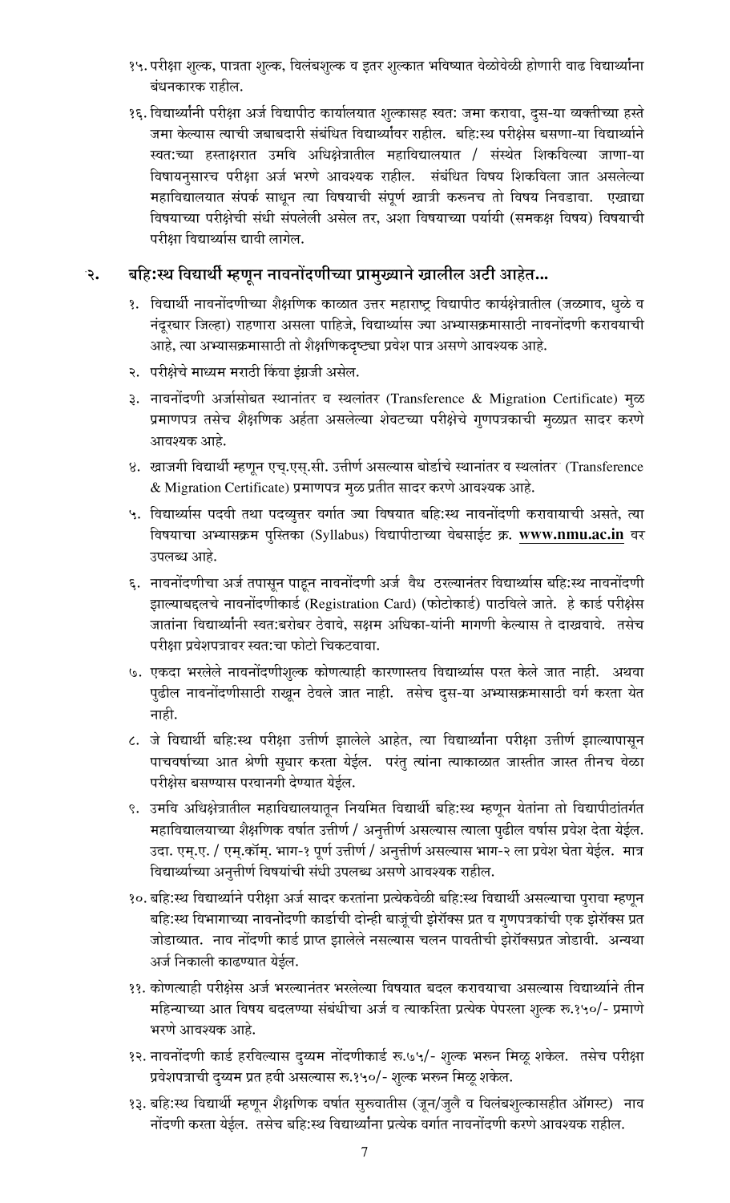१५. परीक्षा शुल्क, पात्रता शुल्क, विलंबशुल्क व इतर शुल्कात भविष्यात वेळोवेळी होणारी वाढ विद्यार्थ्यांना बंधनकारक राहील.

१६. विद्यार्थ्यांनी परीक्षा अर्ज विद्यापीठ कार्यालयात शुल्कासह स्वत: जमा करावा, दुस-या व्यक्तीच्या हस्ते जमा केल्यास त्याची जबाबदारी संबंधित विद्यार्थ्यावर राहील. बहि:स्थ परीक्षेस बसणा-या विद्यार्थ्याने स्वत:च्या हस्ताक्षरात उमवि अधिक्षेत्रातील महाविद्यालयात / संस्थेत शिकविल्या जाणा-या विषयानुसारच परीक्षा अर्ज भरणे आवश्यक राहील. संबंधित विषय शिकविला जात असलेल्या महाविद्यालयात संपर्क साधून त्या विषयाची संपूर्ण खात्री करुनच तो विषय निवडावा. एखाद्या विषयाच्या परीक्षेची संधी संपलेली असेल तर, अशा विषयाच्या पर्यायी (समकक्ष विषय) विषयाची परीक्षा विद्यार्थ्यास द्यावी लागेल.

## २. बहि:स्थ विद्यार्थी म्हणून नावनोंदणीच्या प्रामुख्याने खालील अटी आहेत...

१. विद्यार्थी नावनोंदणीच्या शैक्षणिक काळात उत्तर महाराष्ट्र विद्यापीठ कार्यक्षेत्रातील (जळगाव, धुळे व नंदूरबार जिल्हा) राहणारा असला पाहिजे, विद्यार्थ्यास ज्या अभ्यासक्रमासाठी नावनोंदणी करावयाची आहे, त्या अभ्यासक्रमासाठी तो शैक्षणिकदृष्ट्या प्रवेश पात्र असणे आवश्यक आहे.

२. परीक्षेचे माध्यम मराठी किंवा इंग्रजी असेल.

३. नावनोंदणी अर्जासोबत स्थानांतर व स्थलांतर (Transference & Migration Certificate) मुळ प्रमाणपत्र तसेच शैक्षणिक अर्हता असलेल्या शेवटच्या परीक्षेचे गुणपत्रकाची मुळप्रत सादर करणे आवश्यक आहे.

४. खाजगी विद्यार्थी म्हणून एच्.एस्.सी. उत्तीर्ण असल्यास बोर्डाचे स्थानांतर व स्थलांतर (Transference & Migration Certificate) प्रमाणपत्र मुळ प्रतीत सादर करणे आवश्यक आहे.

५. विद्यार्थ्यास पदवी तथा पदव्युत्तर वर्गात ज्या विषयात बहि:स्थ नावनोंदणी करावयाची असते, त्या विषयाचा अभ्यासक्रम पुस्तिका (Syllabus) विद्यापीठाच्या वेबसाईट क्र. **www.nmu.ac.in** वर उपलब्ध आहे.

६. नावनोंदीचा अर्ज तपासून पाहून नावनोंदणी अर्ज वैध ठरल्यानंतर विद्यार्थ्यास बहि:स्थ नावनोंदणी झाल्याबद्दलचे नावनोंदणीकार्ड (Registration Card) (फोटोकार्ड) पाठविले जाते. हे कार्ड परीक्षेस जातांना विद्यार्थ्यांनी स्वत:बरोबर ठेवावे, सक्षम अधिका-यांनी मागणी केल्यास ते दाखवावे. तसेच परीक्षा प्रवेशपत्रावर स्वत:चा फोटो चिकटवावा.

७. एकदा भरलेले नावनोंदणीशुल्क कोणत्याही कारणास्तव विद्यार्थ्यास परत केले जात नाही. अथवा पुढील नावनोंदणीसाठी राखून ठेवले जात नाही. तसेच दुस-या अभ्यासक्रमासाठी वर्ग करता येत नाही.

८. जे विद्यार्थी बहि:स्थ परीक्षा उत्तीर्ण झालेले आहेत, त्या विद्यार्थ्यांना परीक्षा उत्तीर्ण झाल्यापासून पाचवर्षाच्या आत श्रेणी सुधार करता येईल. परंतु त्यांना त्याकाळात जास्तीत जास्त तीनच वेळा परीक्षेस बसण्यास परवानगी देण्यात येईल.

९. उमवि अधिक्षेत्रातील महाविद्यालयातून नियमित विद्यार्थी बहि:स्थ म्हणून येतांना तो विद्यापीठांतर्गत महाविद्यालयाच्या शैक्षणिक वर्षात उत्तीर्ण / अनुत्तीर्ण असल्यास त्याला पुढील वर्षास प्रवेश देता येईल. उदा. एम्.ए. / एम्.कॉम्. भाग-१ पूर्ण उत्तीर्ण / अनुत्तीर्ण असल्यास भाग-२ ला प्रवेश घेता येईल. मात्र विद्यार्थ्याच्या अनुत्तीर्ण विषयांची संधी उपलब्ध असणे आवश्यक राहील.

१०. बहि:स्थ विद्यार्थ्याने परीक्षा अर्ज सादर करतांना प्रत्येकवेळी बहि:स्थ विद्यार्थी असल्याचा पुरावा म्हणून बहि:स्थ विभागाच्या नावनोंदणी कार्डाची दोन्ही बाजूंची झेरॉक्स प्रत व गुणपत्रकांची एक झेरॉक्स प्रत जोडाव्यात. नाव नोंदणी कार्ड प्राप्त झालेले नसल्यास चलन पावतीची झेरॉक्सप्रत जोडावी. अन्यथा अर्ज निकाली काढण्यात येईल.

११. कोणत्याही परीक्षेस अर्ज भरल्यानंतर भरलेल्या विषयात बदल करावयाचा असल्यास विद्यार्थ्याने तीन महिन्याच्या आत विषय बदलण्या संबंधीचा अर्ज व त्याकरिता प्रत्येक पेपरला शुल्क रु.१५०/- प्रमाणे भरणे आवश्यक आहे.

१२. नावनोंदणी कार्ड हरविल्यास दुय्यम नोंदणीकार्ड रु.७५/- शुल्क भरुन मिळू शकेल. तसेच परीक्षा प्रवेशपत्राची दुय्यम प्रत हवी असल्यास रु.१५०/- शुल्क भरुन मिळू शकेल.

१३. बहि:स्थ विद्यार्थी म्हणून शैक्षणिक वर्षात सुरुवातीस (जून/जुलै व विलंबशुल्कासहीत ऑगस्ट) नाव नोंदणी करता येईल. तसेच बहि:स्थ विद्यार्थ्यांना प्रत्येक वर्गात नावनोंदणी करणे आवश्यक राहील.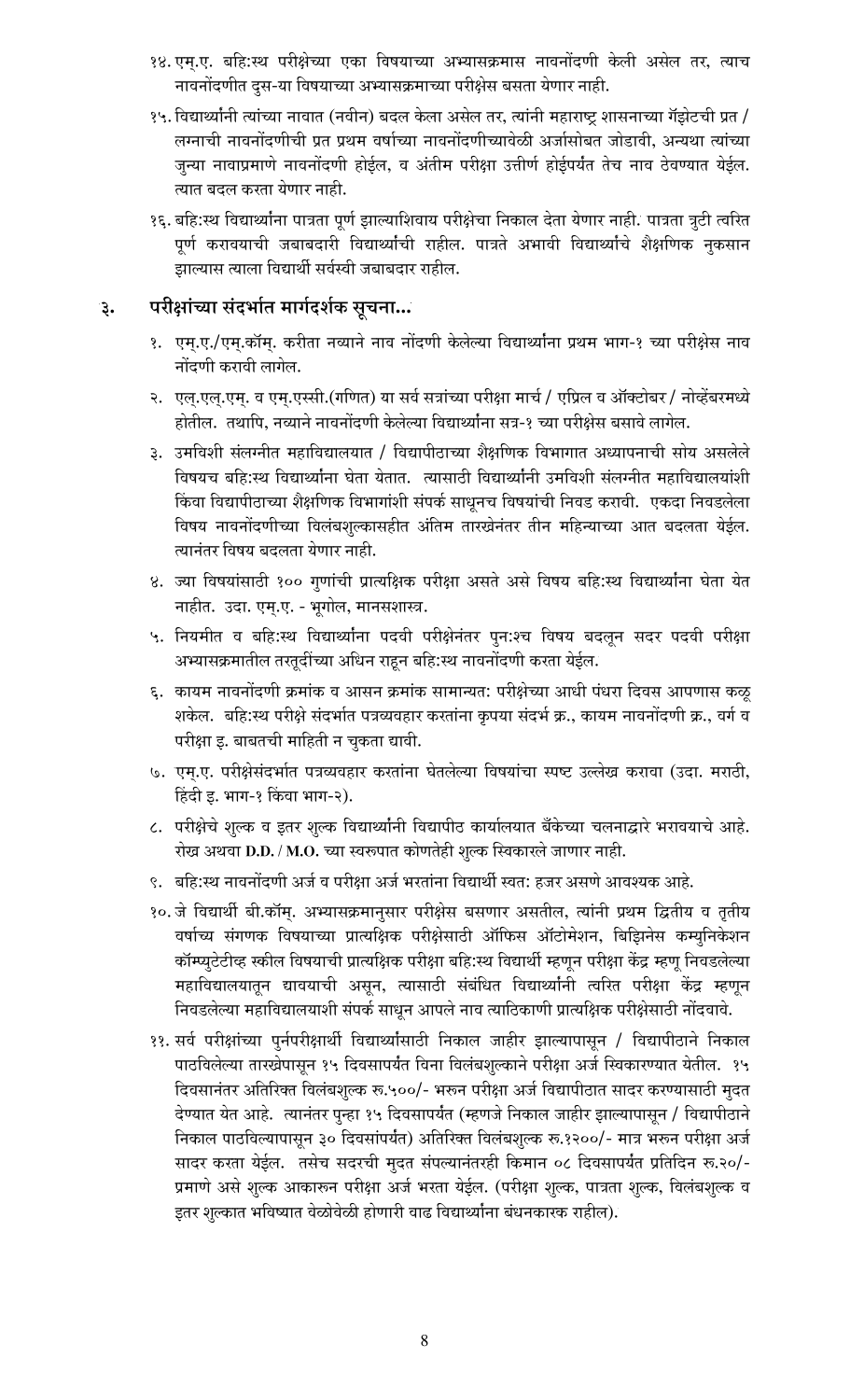१४. एम्.ए. बहि:स्थ परीक्षेच्या एका विषयाच्या अभ्यासक्रमास नावनोंदणी केली असेल तर, त्याच नावनोंदणीत दुस-या विषयाच्या अभ्यासक्रमाच्या परीक्षेस बसता येणार नाही.

१५. विद्यार्थ्यांनी त्यांच्या नावात (नवीन) बदल केला असेल तर, त्यांनी महाराष्ट्र शासनाच्या गॅझेटची प्रत / लग्नाची नावनोंदणीची प्रत प्रथम वर्षाच्या नावनोंदणीच्यावेळी अर्जासोबत जोडावी, अन्यथा त्यांच्या जुन्या नावाप्रमाणे नावनोंदणी होईल, व अंतीम परीक्षा उत्तीर्ण होईपर्यंत तेच नाव ठेवण्यात येईल. त्यात बदल करता येणार नाही.

१६. बहि:स्थ विद्यार्थ्यांना पात्रता पूर्ण झाल्याशिवाय परीक्षेचा निकाल देता येणार नाही. पात्रता त्रुटी त्वरित पूर्ण करावयाची जबाबदारी विद्यार्थ्यांची राहील. पात्रते अभावी विद्यार्थ्यांचे शैक्षणिक नुकसान झाल्यास त्याला विद्यार्थी सर्वस्वी जबाबदार राहील.

## ३. परीक्षांच्या संदर्भात मार्गदर्शक सूचना...

१. एम्.ए./एम्.कॉम्. करीता नव्याने नाव नोंदणी केलेल्या विद्यार्थ्यांना प्रथम भाग-१ च्या परीक्षेस नाव नोंदणी करावी लागेल.

२. एल्.एल्.एम्. व एम्.एस्सी.(गणित) या सर्व सत्रांच्या परीक्षा मार्च / एप्रिल व ऑक्टोबर / नोव्हेंबरमध्ये होतील. तथापि, नव्याने नावनोंदणी केलेल्या विद्यार्थ्यांना सत्र-१ च्या परीक्षेस बसावे लागेल.

३. उमविशी संलग्नीत महाविद्यालयात / विद्यापीठाच्या शैक्षणिक विभागात अध्यापनाची सोय असलेले विषयच बहि:स्थ विद्यार्थ्यांना घेता येतात. त्यासाठी विद्यार्थ्यांनी उमविशी संलग्नीत महाविद्यालयांशी किंवा विद्यापीठाच्या शैक्षणिक विभागांशी संपर्क साधूनच विषयांची निवड करावी. एकदा निवडलेला विषय नावनोंदणीच्या विलंबशुल्कासहीत अंतिम तारखेनंतर तीन महिन्याच्या आत बदलता येईल. त्यानंतर विषय बदलता येणार नाही.

४. ज्या विषयांसाठी १०० गुणांची प्रात्यक्षिक परीक्षा असते असे विषय बहि:स्थ विद्यार्थ्यांना घेता येत नाहीत. उदा. एम्.ए. - भूगोल, मानसशास्त्र.

५. नियमीत व बहि:स्थ विद्यार्थ्यांना पदवी परीक्षेनंतर पुन:श्च विषय बदलून सदर पदवी परीक्षा अभ्यासक्रमातील तरतूदींच्या अधिन राहून बहि:स्थ नावनोंदणी करता येईल.

६. कायम नावनोंदणी क्रमांक व आसन क्रमांक सामान्यत: परीक्षेच्या आधी पंधरा दिवस आपणास कळू शकेल. बहि:स्थ परीक्षे संदर्भात पत्रव्यवहार करतांना कृपया संदर्भ क्र., कायम नावनोंदणी क्र., वर्ग व परीक्षा इ. बाबतची माहिती न चुकता द्यावी.

७. एम्.ए. परीक्षेसंदर्भात पत्रव्यवहार करतांना घेतलेल्या विषयांचा स्पष्ट उल्लेख करावा (उदा. मराठी, हिंदी इ. भाग-१ किंवा भाग-२).

८. परीक्षेचे शुल्क व इतर शुल्क विद्यार्थ्यांनी विद्यापीठ कार्यालयात बँकेच्या चलनाद्वारे भरावयाचे आहे. रोख अथवा **D.D. / M.O.** च्या स्वरुपात कोणतेही शुल्क स्विकारले जाणार नाही.

९. बहि:स्थ नावनोंदणी अर्ज व परीक्षा अर्ज भरतांना विद्यार्थी स्वत: हजर असणे आवश्यक आहे.

१०. जे विद्यार्थी बी.कॉम्. अभ्यासक्रमानुसार परीक्षेस बसणार असतील, त्यांनी प्रथम द्वितीय व तृतीय वर्षाच्य संगणक विषयाच्या प्रात्यक्षिक परीक्षेसाठी ऑफिस ऑटोमेशन, बिझिनेस कम्युनिकेशन कॉम्प्युटेटीव्ह स्कील विषयाची प्रात्यक्षिक परीक्षा बहि:स्थ विद्यार्थी म्हणून परीक्षा केंद्र म्हणू निवडलेल्या महाविद्यालयातून द्यावयाची असून, त्यासाठी संबंधित विद्यार्थ्यांनी त्वरित परीक्षा केंद्र म्हणून निवडलेल्या महाविद्यालयाशी संपर्क साधून आपले नाव त्याठिकाणी प्रात्यक्षिक परीक्षेसाठी नोंदवावे.

११. सर्व परीक्षांच्या पुर्नपरीक्षार्थी विद्यार्थ्यांसाठी निकाल जाहीर झाल्यापासून / विद्यापीठाने निकाल पाठविलेल्या तारखेपासून १५ दिवसापर्यंत विना विलंबशुल्काने परीक्षा अर्ज स्विकारण्यात येतील. १५ दिवसानंतर अतिरिक्त विलंबशुल्क रु.५००/- भरुन परीक्षा अर्ज विद्यापीठात सादर करण्यासाठी मुदत देण्यात येत आहे. त्यानंतर पुन्हा १५ दिवसापर्यंत (म्हणजे निकाल जाहीर झाल्यापासून / विद्यापीठाने निकाल पाठविल्यापासून ३० दिवसांपर्यंत) अतिरिक्त विलंबशुल्क रु.१२००/- मात्र भरुन परीक्षा अर्ज सादर करता येईल. तसेच सदरची मुदत संपल्यानंतरही किमान ०८ दिवसापर्यंत प्रतिदिन रु.२०/- प्रमाणे असे शुल्क आकारुन परीक्षा अर्ज भरता येईल. (परीक्षा शुल्क, पात्रता शुल्क, विलंबशुल्क व इतर शुल्कात भविष्यात वेळोवेळी होणारी वाढ विद्यार्थ्यांना बंधनकारक राहील).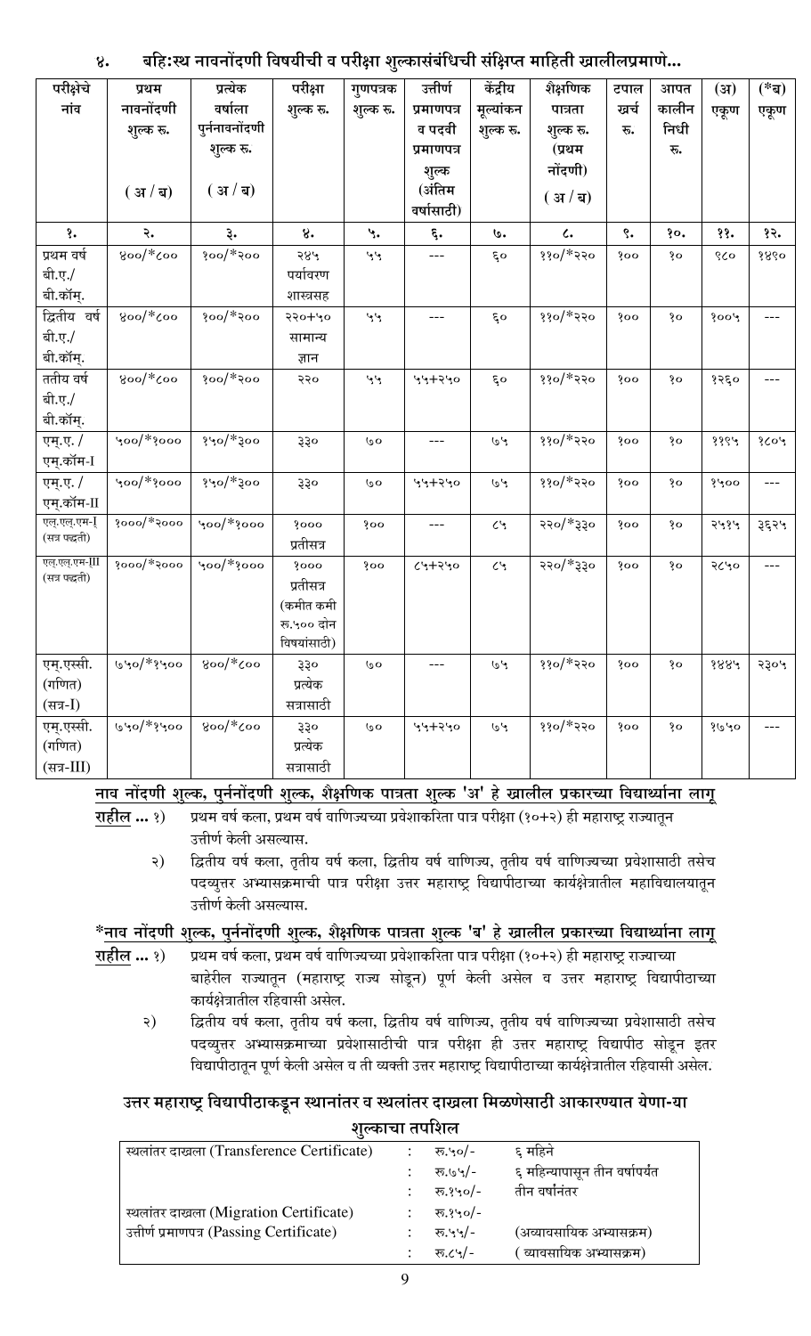४. बहि:स्थ नावनोंदणी विषयीची व परीक्षा शुल्कासंबंधिची संक्षिप्त माहिती खालीलप्रमाणे...

| परीक्षेचे नांव | प्रथम नावनोंदणी शुल्क रु. (अ / ब) | प्रत्येक वर्षाला पुर्ननावनोंदणी शुल्क रु. (अ / ब) | परीक्षा शुल्क रु. | गुणपत्रक शुल्क रु. | उत्तीर्ण प्रमाणपत्र व पदवी प्रमाणपत्र शुल्क (अंतिम वर्षासाठी) | केंद्रीय मूल्यांकन शुल्क रु. | शैक्षणिक पात्रता शुल्क रु. (प्रथम नोंदणी) (अ / ब) | टपाल खर्च रु. | आपत कालीन निधी रु. | (अ) एकूण | (*ब) एकूण |
|---|---|---|---|---|---|---|---|---|---|---|---|
| १. | २. | ३. | ४. | ५. | ६. | ७. | ८. | ९. | १०. | ११. | १२. |
| प्रथम वर्ष बी.ए./ बी.कॉम्. | ४००/*८०० | १००/*२०० | २४५ पर्यावरण शास्त्रसह | ५५ | --- | ६० | ११०/*२२० | १०० | १० | ९८० | १४९० |
| द्वितीय वर्ष बी.ए./ बी.कॉम्. | ४००/*८०० | १००/*२०० | २२०+५० सामान्य ज्ञान | ५५ | --- | ६० | ११०/*२२० | १०० | १० | १००५ | --- |
| ततीय वर्ष बी.ए./ बी.कॉम्. | ४००/*८०० | १००/*२०० | २२० | ५५ | ५५+२५० | ६० | ११०/*२२० | १०० | १० | १२६० | --- |
| एम्.ए. / एम्.कॉम-I | ५००/*१००० | १५०/*३०० | ३३० | ७० | --- | ७५ | ११०/*२२० | १०० | १० | ११९५ | १८०५ |
| एम्.ए. / एम.कॉम-II | ५००/*१००० | १५०/*३०० | ३३० | ७० | ५५+२५० | ७५ | ११०/*२२० | १०० | १० | १५०० | --- |
| एल्.एल्.एम-I (सत्र पद्धती) | १०००/*२००० | ५००/*१००० | १००० प्रतीसत्र | १०० | --- | ८५ | २२०/*३३० | १०० | १० | २५१५ | ३६२५ |
| एल्.एल्.एम-III (सत्र पद्धती) | १०००/*२००० | ५००/*१००० | १००० प्रतीसत्र (कमीत कमी रु.५०० दोन विषयांसाठी) | १०० | ८५+२५० | ८५ | २२०/*३३० | १०० | १० | २८५० | --- |
| एम.एस्सी. (गणित) (सत्र-I) | ७५०/*१५०० | ४००/*८०० | ३३० प्रत्येक सत्रासाठी | ७० | --- | ७५ | ११०/*२२० | १०० | १० | १४४५ | २३०५ |
| एम्.एस्सी. (गणित) (सत्र-III) | ७५०/*१५०० | ४००/*८०० | ३३० प्रत्येक सत्रासाठी | ७० | ५५+२५० | ७५ | ११०/*२२० | १०० | १० | १७५० | --- |

<u>नाव नोंदणी शुल्क, पुर्ननोंदणी शुल्क, शैक्षणिक पात्रता शुल्क 'अ' हे खालील प्रकारच्या विद्यार्थ्यांना लागू राहील ...</u>

१) प्रथम वर्ष कला, प्रथम वर्ष वाणिज्यच्या प्रवेशाकरिता पात्र परीक्षा (१०+२) ही महाराष्ट्र राज्यातून उत्तीर्ण केली असल्यास.

२) द्वितीय वर्ष कला, तृतीय वर्ष कला, द्वितीय वर्ष वाणिज्य, तृतीय वर्ष वाणिज्यच्या प्रवेशासाठी तसेच पदव्युत्तर अभ्यासक्रमाची पात्र परीक्षा उत्तर महाराष्ट्र विद्यापीठाच्या कार्यक्षेत्रातील महाविद्यालयातून उत्तीर्ण केली असल्यास.

<u>*नाव नोंदणी शुल्क, पुर्ननोंदणी शुल्क, शैक्षणिक पात्रता शुल्क 'ब' हे खालील प्रकारच्या विद्यार्थ्यांना लागू राहील ...</u>

१) प्रथम वर्ष कला, प्रथम वर्ष वाणिज्यच्या प्रवेशाकरिता पात्र परीक्षा (१०+२) ही महाराष्ट्र राज्याच्या बाहेरील राज्यातून (महाराष्ट्र राज्य सोडून) पूर्ण केली असेल व उत्तर महाराष्ट्र विद्यापीठाच्या कार्यक्षेत्रातील रहिवासी असेल.

२) द्वितीय वर्ष कला, तृतीय वर्ष कला, द्वितीय वर्ष वाणिज्य, तृतीय वर्ष वाणिज्यच्या प्रवेशासाठी तसेच पदव्युत्तर अभ्यासक्रमाच्या प्रवेशासाठीची पात्र परीक्षा ही उत्तर महाराष्ट्र विद्यापीठ सोडून इतर विद्यापीठातून पूर्ण केली असेल व ती व्यक्ती उत्तर महाराष्ट्र विद्यापीठाच्या कार्यक्षेत्रातील रहिवासी असेल.

## उत्तर महाराष्ट्र विद्यापीठाकडून स्थानांतर व स्थलांतर दाखला मिळणेसाठी आकारण्यात येणा-या शुल्काचा तपशिल

| | | | |
|---|---|---|---|
| स्थलांतर दाखला (Transference Certificate) | : | रु.५०/- | ६ महिने |
| | : | रु.७५/- | ६ महिन्यापासून तीन वर्षापर्यंत |
| | : | रु.१५०/- | तीन वर्षानंतर |
| स्थलांतर दाखला (Migration Certificate) | : | रु.१५०/- | |
| उत्तीर्ण प्रमाणपत्र (Passing Certificate) | : | रु.५५/- | (अव्यावसायिक अभ्यासक्रम) |
| | : | रु.८५/- | ( व्यावसायिक अभ्यासक्रम) |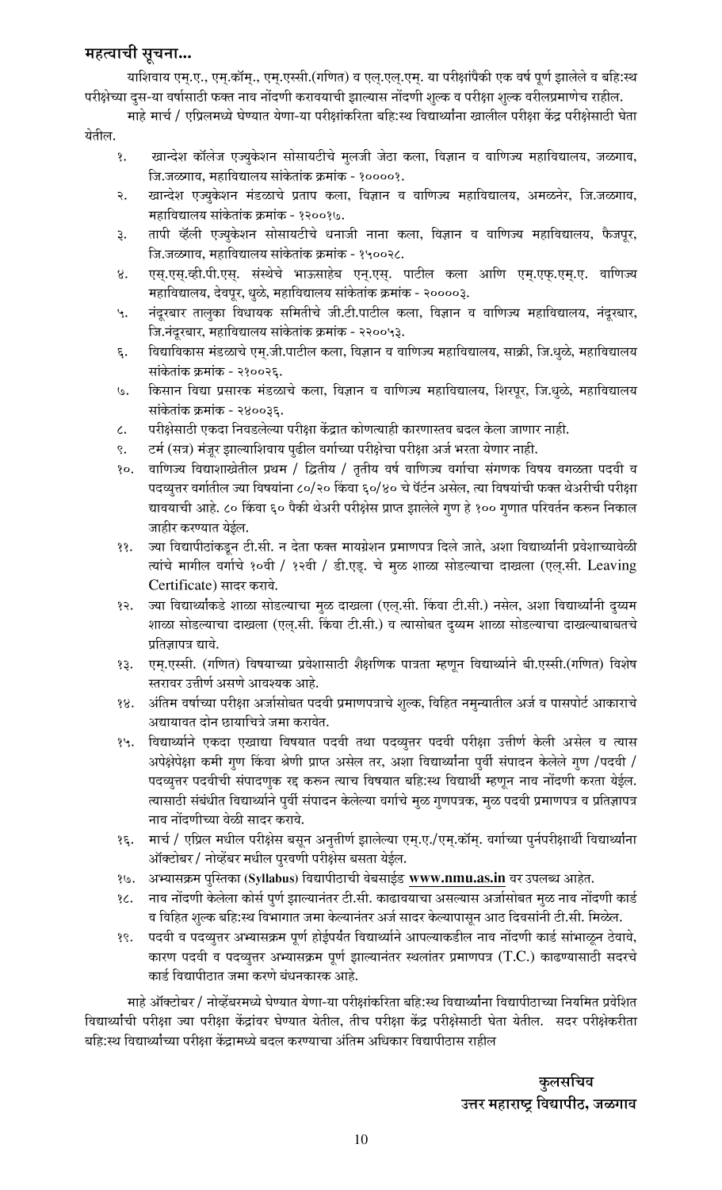## महत्वाची सूचना...

याशिवाय एम.ए., एम.कॉम्., एम.एस्सी.(गणित) व एल.एल.एम्. या परीक्षांपैकी एक वर्ष पूर्ण झालेले व बहि:स्थ परीक्षेच्या दुस-या वर्षासाठी फक्त नाव नोंदणी करावयाची झाल्यास नोंदणी शुल्क व परीक्षा शुल्क वरीलप्रमाणेच राहील.

माहे मार्च / एप्रिलमध्ये घेण्यात येणा-या परीक्षांकरिता बहि:स्थ विद्यार्थ्यांना खालील परीक्षा केंद्र परीक्षेसाठी घेता येतील.

१. खान्देश कॉलेज एज्युकेशन सोसायटीचे मुलजी जेठा कला, विज्ञान व वाणिज्य महाविद्यालय, जळगाव, जि.जळगाव, महाविद्यालय सांकेतांक क्रमांक - १००००१.
२. खान्देश एज्युकेशन मंडळाचे प्रताप कला, विज्ञान व वाणिज्य महाविद्यालय, अमळनेर, जि.जळगाव, महाविद्यालय सांकेतांक क्रमांक - १२००१७.
३. तापी व्हॅली एज्युकेशन सोसायटीचे धनाजी नाना कला, विज्ञान व वाणिज्य महाविद्यालय, फैजपूर, जि.जळगाव, महाविद्यालय सांकेतांक क्रमांक - १५००२८.
४. एस्.एस्.व्ही.पी.एस्. संस्थेचे भाऊसाहेब एन्.एस्. पाटील कला आणि एम्.एफ्.एम्.ए. वाणिज्य महाविद्यालय, देवपूर, धुळे, महाविद्यालय सांकेतांक क्रमांक - २००००३.
५. नंदूरबार तालुका विधायक समितीचे जी.टी.पाटील कला, विज्ञान व वाणिज्य महाविद्यालय, नंदूरबार, जि.नंदूरबार, महाविद्यालय सांकेतांक क्रमांक - २२००५३.
६. विद्याविकास मंडळाचे एम्.जी.पाटील कला, विज्ञान व वाणिज्य महाविद्यालय, साक्री, जि.धुळे, महाविद्यालय सांकेतांक क्रमांक - २१००२६.
७. किसान विद्या प्रसारक मंडळाचे कला, विज्ञान व वाणिज्य महाविद्यालय, शिरपूर, जि.धुळे, महाविद्यालय सांकेतांक क्रमांक - २४००३६.
८. परीक्षेसाठी एकदा निवडलेल्या परीक्षा केंद्रात कोणत्याही कारणास्तव बदल केला जाणार नाही.
९. टर्म (सत्र) मंजूर झाल्याशिवाय पुढील वर्गाच्या परीक्षेचा परीक्षा अर्ज भरता येणार नाही.
१०. वाणिज्य विद्याशाखेतील प्रथम / द्वितीय / तृतीय वर्ष वाणिज्य वर्गाचा संगणक विषय वगळता पदवी व पदव्युत्तर वर्गातील ज्या विषयांना ८०/२० किंवा ६०/४० चे पॅटर्न असेल, त्या विषयांची फक्त थेअरीची परीक्षा द्यावयाची आहे. ८० किंवा ६० पैकी थेअरी परीक्षेस प्राप्त झालेले गुण हे १०० गुणात परिवर्तन करुन निकाल जाहीर करण्यात येईल.
११. ज्या विद्यापीठांकडून टी.सी. न देता फक्त मायग्रेशन प्रमाणपत्र दिले जाते, अशा विद्यार्थ्यांनी प्रवेशाच्यावेळी त्यांचे मागील वर्गाचे १०वी / १२वी / डी.एड्. चे मुळ शाळा सोडल्याचा दाखला (एल्.सी. Leaving Certificate) सादर करावे.
१२. ज्या विद्यार्थ्यांकडे शाळा सोडल्याचा मुळ दाखला (एल्.सी. किंवा टी.सी.) नसेल, अशा विद्यार्थ्यांनी दुय्यम शाळा सोडल्याचा दाखला (एल्.सी. किंवा टी.सी.) व त्यासोबत दुय्यम शाळा सोडल्याचा दाखल्याबाबतचे प्रतिज्ञापत्र द्यावे.
१३. एम्.एस्सी. (गणित) विषयाच्या प्रवेशासाठी शैक्षणिक पात्रता म्हणून विद्यार्थ्याने बी.एस्सी.(गणित) विशेष स्तरावर उत्तीर्ण असणे आवश्यक आहे.
१४. अंतिम वर्षाच्या परीक्षा अर्जासोबत पदवी प्रमाणपत्राचे शुल्क, विहित नमुन्यातील अर्ज व पासपोर्ट आकाराचे अद्ययावत दोन छायाचित्रे जमा करावेत.
१५. विद्यार्थ्याने एकदा एखाद्या विषयात पदवी तथा पदव्युत्तर पदवी परीक्षा उत्तीर्ण केली असेल व त्यास अपेक्षेपेक्षा कमी गुण किंवा श्रेणी प्राप्त असेल तर, अशा विद्यार्थ्यांना पुर्वी संपादन केलेले गुण /पदवी / पदव्युत्तर पदवीची संपादणुक रद्द करुन त्याच विषयात बहि:स्थ विद्यार्थी म्हणून नाव नोंदणी करता येईल. त्यासाठी संबंधीत विद्यार्थ्याने पुर्वी संपादन केलेल्या वर्गाचे मुळ गुणपत्रक, मुळ पदवी प्रमाणपत्र व प्रतिज्ञापत्र नाव नोंदणीच्या वेळी सादर करावे.
१६. मार्च / एप्रिल मधील परीक्षेस बसून अनुत्तीर्ण झालेल्या एम्.ए./एम्.कॉम्. वर्गाच्या पुर्नपरीक्षार्थी विद्यार्थ्यांना ऑक्टोबर / नोव्हेंबर मधील पुरवणी परीक्षेस बसता येईल.
१७. अभ्यासक्रम पुस्तिका (**Syllabus**) विद्यापीठाची वेबसाईड **www.nmu.as.in** वर उपलब्ध आहेत.
१८. नाव नोंदणी केलेला कोर्स पुर्ण झाल्यानंतर टी.सी. काढावयाचा असल्यास अर्जासोबत मुळ नाव नोंदणी कार्ड व विहित शुल्क बहि:स्थ विभागात जमा केल्यानंतर अर्ज सादर केल्यापासून आठ दिवसांनी टी.सी. मिळेल.
१९. पदवी व पदव्युत्तर अभ्यासक्रम पूर्ण होईपर्यंत विद्यार्थ्याने आपल्याकडील नाव नोंदणी कार्ड सांभाळून ठेवावे, कारण पदवी व पदव्युत्तर अभ्यासक्रम पूर्ण झाल्यानंतर स्थलांतर प्रमाणपत्र (T.C.) काढण्यासाठी सदरचे कार्ड विद्यापीठात जमा करणे बंधनकारक आहे.

माहे ऑक्टोबर / नोव्हेंबरमध्ये घेण्यात येणा-या परीक्षांकरिता बहि:स्थ विद्यार्थ्यांना विद्यापीठाच्या नियमित प्रवेशित विद्यार्थ्यांची परीक्षा ज्या परीक्षा केंद्रांवर घेण्यात येतील, तीच परीक्षा केंद्र परीक्षेसाठी घेता येतील. सदर परीक्षेकरीता बहि:स्थ विद्यार्थ्यांच्या परीक्षा केंद्रामध्ये बदल करण्याचा अंतिम अधिकार विद्यापीठास राहील

**कुलसचिव**
**उत्तर महाराष्ट्र विद्यापीठ, जळगाव**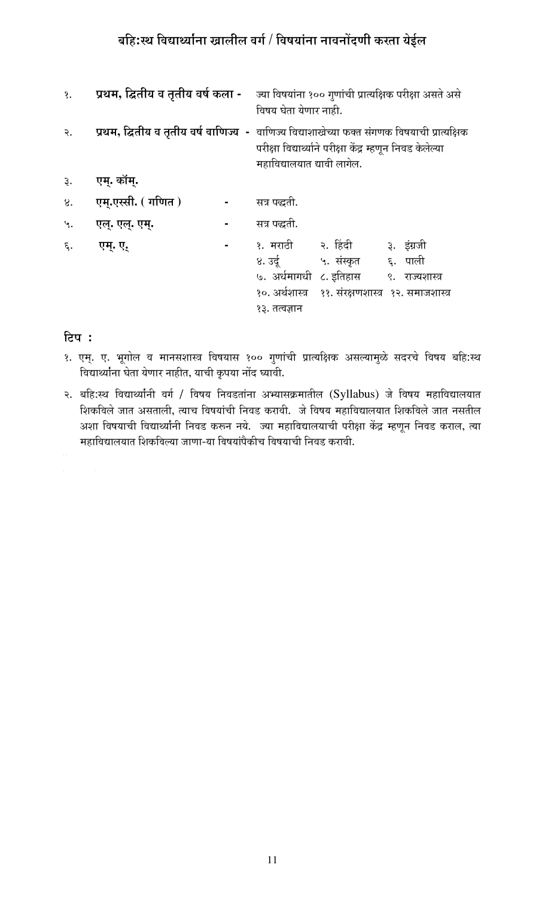## बहि:स्थ विद्यार्थ्यांना खालील वर्ग / विषयांना नावनोंदणी करता येईल

| | | | |
|---|---|---|---|
| १. | **प्रथम, द्वितीय व तृतीय वर्ष कला** | - | ज्या विषयांना १०० गुणांची प्रात्यक्षिक परीक्षा असते असे विषय घेता येणार नाही. |
| २. | **प्रथम, द्वितीय व तृतीय वर्ष वाणिज्य** | - | वाणिज्य विद्याशाखेच्या फक्त संगणक विषयाची प्रात्यक्षिक परीक्षा विद्यार्थ्याने परीक्षा केंद्र म्हणून निवड केलेल्या महाविद्यालयात द्यावी लागेल. |
| ३. | **एम्. कॉम्.** | | |
| ४. | **एम्.एस्सी. ( गणित )** | - | सत्र पद्धती. |
| ५. | **एल्. एल्. एम्.** | - | सत्र पद्धती. |
| ६. | **एम्. ए.** | - | १. मराठी २. हिंदी ३. इंग्रजी ४. उर्दू ५. संस्कृत ६. पाली ७. अर्धमागधी ८. इतिहास ९. राज्यशास्त्र १०. अर्थशास्त्र ११. संरक्षणशास्त्र १२. समाजशास्त्र १३. तत्वज्ञान |

### टिप :

१. एम्. ए. भूगोल व मानसशास्त्र विषयास १०० गुणांची प्रात्यक्षिक असल्यामुळे सदरचे विषय बहि:स्थ विद्यार्थ्यांना घेता येणार नाहीत, याची कृपया नोंद घ्यावी.

२. बहि:स्थ विद्यार्थ्यांनी वर्ग / विषय निवडतांना अभ्यासक्रमातील (Syllabus) जे विषय महाविद्यालयात शिकविले जात असताली, त्याच विषयांची निवड करावी. जे विषय महाविद्यालयात शिकविले जात नसतील अशा विषयाची विद्यार्थ्यांनी निवड करुन नये. ज्या महाविद्यालयाची परीक्षा केंद्र म्हणून निवड कराल, त्या महाविद्यालयात शिकविल्या जाणा-या विषयांपैकीच विषयाची निवड करावी.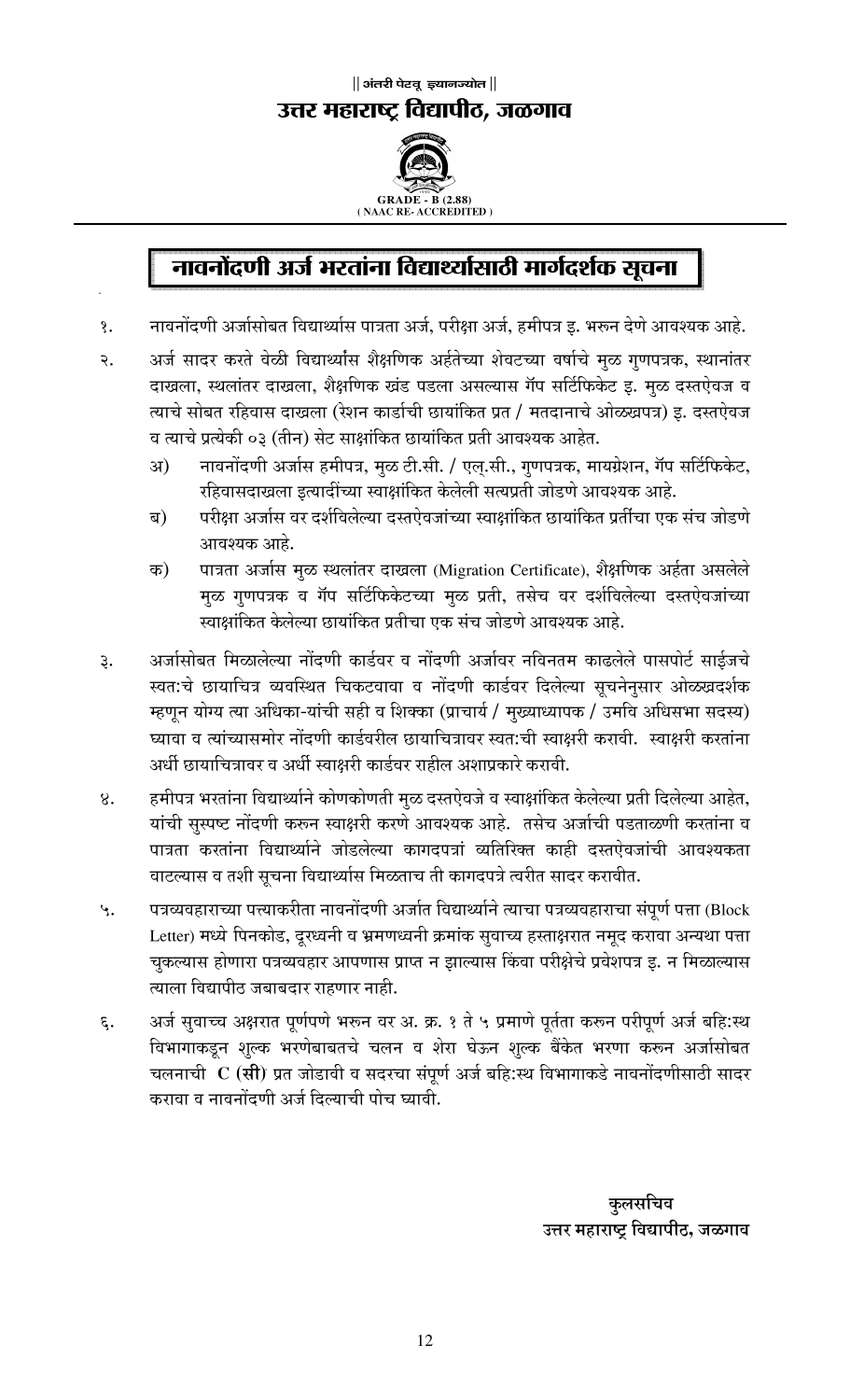|| अंतरी पेटवू ज्ञानज्योत ||

## उत्तर महाराष्ट्र विद्यापीठ, जळगाव

GRADE - B (2.88)
(NAAC RE- ACCREDITED)

# नावनोंदणी अर्ज भरतांना विद्यार्थ्यांसाठी मार्गदर्शक सूचना

१. नावनोंदणी अर्जासोबत विद्यार्थ्यास पात्रता अर्ज, परीक्षा अर्ज, हमीपत्र इ. भरुन देणे आवश्यक आहे.

२. अर्ज सादर करते वेळी विद्यार्थ्यांस शैक्षणिक अर्हतेच्या शेवटच्या वर्षाचे मुळ गुणपत्रक, स्थानांतर दाखला, स्थलांतर दाखला, शैक्षणिक खंड पडला असल्यास गॅप सर्टिफिकेट इ. मुळ दस्तऐवज व त्याचे सोबत रहिवास दाखला (रेशन कार्डाची छायांकित प्रत / मतदानाचे ओळखपत्र) इ. दस्तऐवज व त्याचे प्रत्येकी ०३ (तीन) सेट साक्षांकित छायांकित प्रती आवश्यक आहेत.
   - अ) नावनोंदणी अर्जास हमीपत्र, मुळ टी.सी. / एल्.सी., गुणपत्रक, मायग्रेशन, गॅप सर्टिफिकेट, रहिवासदाखला इत्यादींच्या स्वाक्षांकित केलेली सत्यप्रती जोडणे आवश्यक आहे.
   - ब) परीक्षा अर्जास वर दर्शविलेल्या दस्तऐवजांच्या स्वाक्षांकित छायांकित प्रतींचा एक संच जोडणे आवश्यक आहे.
   - क) पात्रता अर्जास मुळ स्थलांतर दाखला (Migration Certificate), शैक्षणिक अर्हता असलेले मुळ गुणपत्रक व गॅप सर्टिफिकेटच्या मुळ प्रती, तसेच वर दर्शविलेल्या दस्तऐवजांच्या स्वाक्षांकित केलेल्या छायांकित प्रतीचा एक संच जोडणे आवश्यक आहे.

३. अर्जासोबत मिळालेल्या नोंदणी कार्डवर व नोंदणी अर्जावर नविनतम काढलेले पासपोर्ट साईजचे स्वत:चे छायाचित्र व्यवस्थित चिकटवावा व नोंदणी कार्डवर दिलेल्या सूचनेनुसार ओळखदर्शक म्हणून योग्य त्या अधिका-यांची सही व शिक्का (प्राचार्य / मुख्याध्यापक / उमवि अधिसभा सदस्य) घ्यावा व त्यांच्यासमोर नोंदणी कार्डवरील छायाचित्रावर स्वत:ची स्वाक्षरी करावी. स्वाक्षरी करतांना अर्धी छायाचित्रावर व अर्धी स्वाक्षरी कार्डवर राहील अशाप्रकारे करावी.

४. हमीपत्र भरतांना विद्यार्थ्याने कोणकोणती मुळ दस्तऐवजे व स्वाक्षांकित केलेल्या प्रती दिलेल्या आहेत, यांची सुस्पष्ट नोंदणी करुन स्वाक्षरी करणे आवश्यक आहे. तसेच अर्जाची पडताळणी करतांना व पात्रता करतांना विद्यार्थ्याने जोडलेल्या कागदपत्रां व्यतिरिक्त काही दस्तऐवजांची आवश्यकता वाटल्यास व तशी सूचना विद्यार्थ्यास मिळताच ती कागदपत्रे त्वरीत सादर करावीत.

५. पत्रव्यवहाराच्या पत्त्याकरीता नावनोंदणी अर्जात विद्यार्थ्याने त्याचा पत्रव्यवहाराचा संपूर्ण पत्ता (Block Letter) मध्ये पिनकोड, दूरध्वनी व भ्रमणध्वनी क्रमांक सुवाच्य हस्ताक्षरात नमूद करावा अन्यथा पत्ता चुकल्यास होणारा पत्रव्यवहार आपणास प्राप्त न झाल्यास किंवा परीक्षेचे प्रवेशपत्र इ. न मिळाल्यास त्याला विद्यापीठ जबाबदार राहणार नाही.

६. अर्ज सुवाच्य अक्षरात पूर्णपणे भरुन वर अ. क्र. १ ते ५ प्रमाणे पूर्तता करुन परीपूर्ण अर्ज बहि:स्थ विभागाकडून शुल्क भरणेबाबतचे चलन व शेरा घेऊन शुल्क बँकेत भरणा करुन अर्जासोबत चलनाची **C (सी)** प्रत जोडावी व सदरचा संपूर्ण अर्ज बहि:स्थ विभागाकडे नावनोंदणीसाठी सादर करावा व नावनोंदणी अर्ज दिल्याची पोच घ्यावी.

कुलसचिव
उत्तर महाराष्ट्र विद्यापीठ, जळगाव